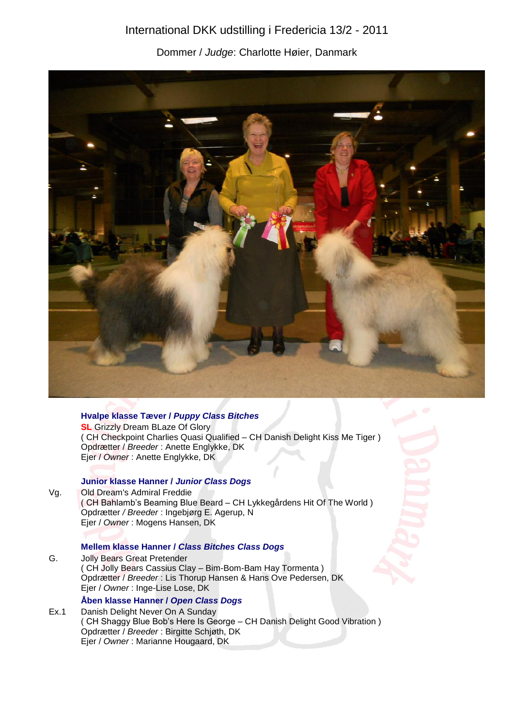International DKK udstilling i Fredericia 13/2 - 2011

Dommer / *Judge*: Charlotte Høier, Danmark

**Hvalpe klasse Tæver / *Puppy Class Bitches***

**SL** Grizzly Dream BLaze Of Glory
( CH Checkpoint Charlies Quasi Qualified – CH Danish Delight Kiss Me Tiger )
Opdrætter / *Breeder* : Anette Englykke, DK
Ejer / *Owner* : Anette Englykke, DK

**Junior klasse Hanner / *Junior Class Dogs***

Vg. Old Dream's Admiral Freddie
( CH Bahlamb's Beaming Blue Beard – CH Lykkegårdens Hit Of The World )
Opdrætter / *Breeder* : Ingebjørg E. Agerup, N
Ejer / *Owner* : Mogens Hansen, DK

**Mellem klasse Hanner / *Class Bitches Class Dogs***

G. Jolly Bears Great Pretender
( CH Jolly Bears Cassius Clay – Bim-Bom-Bam Hay Tormenta )
Opdrætter / *Breeder* : Lis Thorup Hansen & Hans Ove Pedersen, DK
Ejer / *Owner* : Inge-Lise Lose, DK

**Åben klasse Hanner / *Open Class Dogs***

Ex.1 Danish Delight Never On A Sunday
( CH Shaggy Blue Bob's Here Is George – CH Danish Delight Good Vibration )
Opdrætter / *Breeder* : Birgitte Schjøth, DK
Ejer / *Owner* : Marianne Hougaard, DK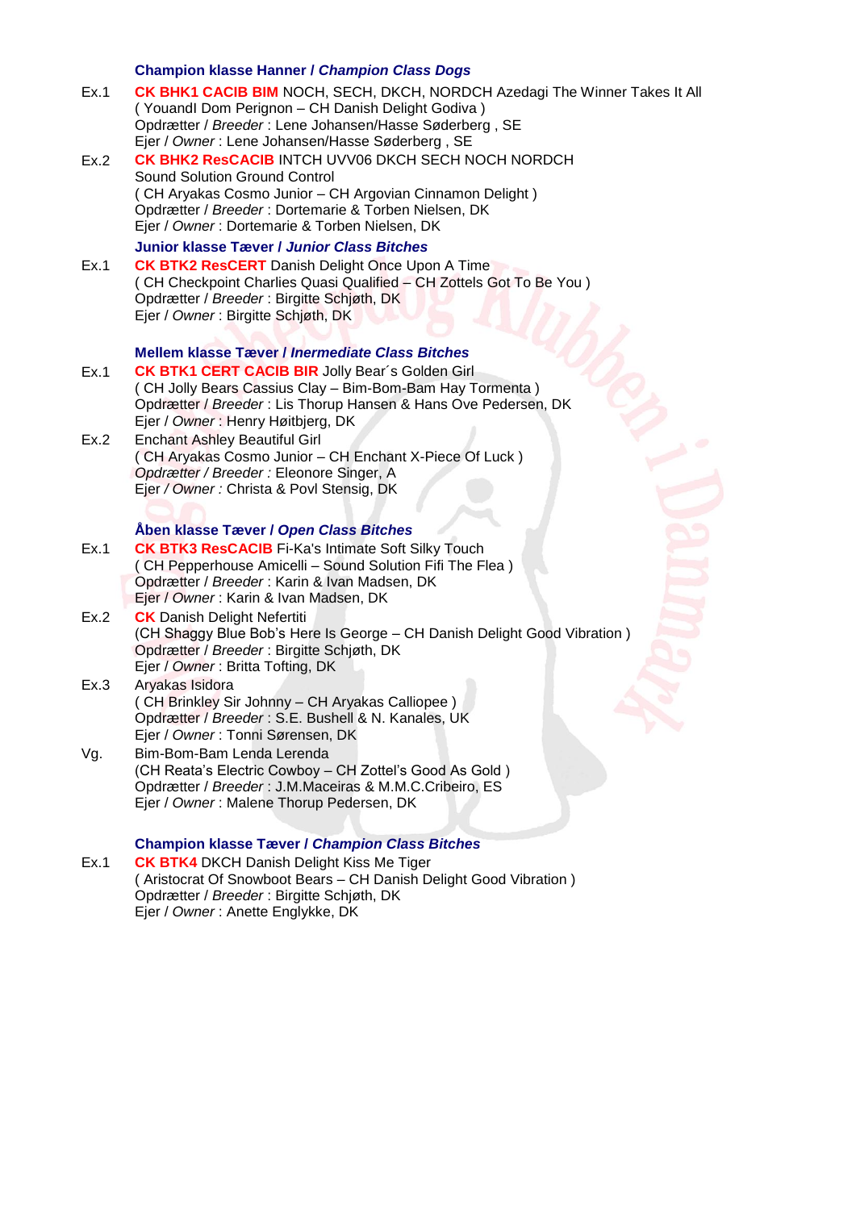### Champion klasse Hanner / *Champion Class Dogs*

Ex.1 **CK BHK1 CACIB BIM** NOCH, SECH, DKCH, NORDCH Azedagi The Winner Takes It All
( YouandI Dom Perignon – CH Danish Delight Godiva )
Opdrætter / *Breeder* : Lene Johansen/Hasse Søderberg , SE
Ejer / *Owner* : Lene Johansen/Hasse Søderberg , SE

Ex.2 **CK BHK2 ResCACIB** INTCH UVV06 DKCH SECH NOCH NORDCH
Sound Solution Ground Control
( CH Aryakas Cosmo Junior – CH Argovian Cinnamon Delight )
Opdrætter / *Breeder* : Dortemarie & Torben Nielsen, DK
Ejer / *Owner* : Dortemarie & Torben Nielsen, DK

### Junior klasse Tæver / *Junior Class Bitches*

Ex.1 **CK BTK2 ResCERT** Danish Delight Once Upon A Time
( CH Checkpoint Charlies Quasi Qualified – CH Zottels Got To Be You )
Opdrætter / *Breeder* : Birgitte Schjøth, DK
Ejer / *Owner* : Birgitte Schjøth, DK

### Mellem klasse Tæver / *Inermediate Class Bitches*

Ex.1 **CK BTK1 CERT CACIB BIR** Jolly Bear´s Golden Girl
( CH Jolly Bears Cassius Clay – Bim-Bom-Bam Hay Tormenta )
Opdrætter / *Breeder* : Lis Thorup Hansen & Hans Ove Pedersen, DK
Ejer / *Owner* : Henry Høitbjerg, DK

Ex.2 Enchant Ashley Beautiful Girl
( CH Aryakas Cosmo Junior – CH Enchant X-Piece Of Luck )
*Opdrætter / Breeder* : Eleonore Singer, A
Ejer */ Owner :* Christa & Povl Stensig, DK

### Åben klasse Tæver / *Open Class Bitches*

Ex.1 **CK BTK3 ResCACIB** Fi-Ka's Intimate Soft Silky Touch
( CH Pepperhouse Amicelli – Sound Solution Fifi The Flea )
Opdrætter / *Breeder* : Karin & Ivan Madsen, DK
Ejer / *Owner* : Karin & Ivan Madsen, DK

Ex.2 **CK** Danish Delight Nefertiti
(CH Shaggy Blue Bob's Here Is George – CH Danish Delight Good Vibration )
Opdrætter / *Breeder* : Birgitte Schjøth, DK
Ejer / *Owner* : Britta Tofting, DK

Ex.3 Aryakas Isidora
( CH Brinkley Sir Johnny – CH Aryakas Calliopee )
Opdrætter / *Breeder* : S.E. Bushell & N. Kanales, UK
Ejer / *Owner* : Tonni Sørensen, DK

Vg. Bim-Bom-Bam Lenda Lerenda
(CH Reata's Electric Cowboy – CH Zottel's Good As Gold )
Opdrætter / *Breeder* : J.M.Maceiras & M.M.C.Cribeiro, ES
Ejer / *Owner* : Malene Thorup Pedersen, DK

### Champion klasse Tæver / *Champion Class Bitches*

Ex.1 **CK BTK4** DKCH Danish Delight Kiss Me Tiger
( Aristocrat Of Snowboot Bears – CH Danish Delight Good Vibration )
Opdrætter / *Breeder* : Birgitte Schjøth, DK
Ejer / *Owner* : Anette Englykke, DK